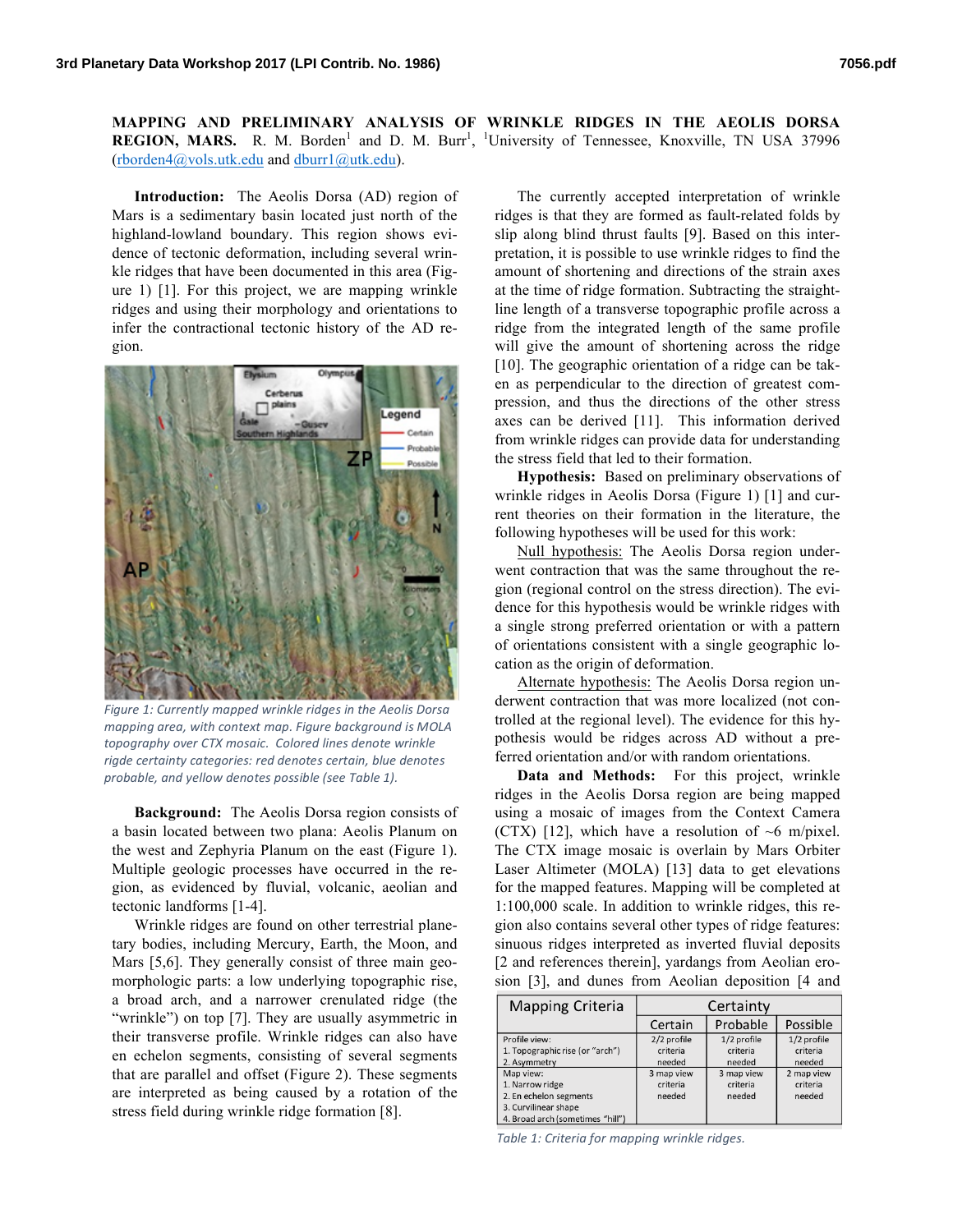# MAPPING AND PRELIMINARY ANALYSIS OF WRINKLE RIDGES IN THE AEOLIS DORSA REGION, MARS.

R. M. Borden[1] and D. M. Burr[1], [1]University of Tennessee, Knoxville, TN USA 37996 (rborden4@vols.utk.edu and dburr1@utk.edu).

**Introduction:** The Aeolis Dorsa (AD) region of Mars is a sedimentary basin located just north of the highland-lowland boundary. This region shows evidence of tectonic deformation, including several wrinkle ridges that have been documented in this area (Figure 1) [1]. For this project, we are mapping wrinkle ridges and using their morphology and orientations to infer the contractional tectonic history of the AD region.

*Figure 1: Currently mapped wrinkle ridges in the Aeolis Dorsa mapping area, with context map. Figure background is MOLA topography over CTX mosaic. Colored lines denote wrinkle rigde certainty categories: red denotes certain, blue denotes probable, and yellow denotes possible (see Table 1).*

**Background:** The Aeolis Dorsa region consists of a basin located between two plana: Aeolis Planum on the west and Zephyria Planum on the east (Figure 1). Multiple geologic processes have occurred in the region, as evidenced by fluvial, volcanic, aeolian and tectonic landforms [1-4].

Wrinkle ridges are found on other terrestrial planetary bodies, including Mercury, Earth, the Moon, and Mars [5,6]. They generally consist of three main geomorphologic parts: a low underlying topographic rise, a broad arch, and a narrower crenulated ridge (the "wrinkle") on top [7]. They are usually asymmetric in their transverse profile. Wrinkle ridges can also have en echelon segments, consisting of several segments that are parallel and offset (Figure 2). These segments are interpreted as being caused by a rotation of the stress field during wrinkle ridge formation [8].

The currently accepted interpretation of wrinkle ridges is that they are formed as fault-related folds by slip along blind thrust faults [9]. Based on this interpretation, it is possible to use wrinkle ridges to find the amount of shortening and directions of the strain axes at the time of ridge formation. Subtracting the straight-line length of a transverse topographic profile across a ridge from the integrated length of the same profile will give the amount of shortening across the ridge [10]. The geographic orientation of a ridge can be taken as perpendicular to the direction of greatest compression, and thus the directions of the other stress axes can be derived [11]. This information derived from wrinkle ridges can provide data for understanding the stress field that led to their formation.

**Hypothesis:** Based on preliminary observations of wrinkle ridges in Aeolis Dorsa (Figure 1) [1] and current theories on their formation in the literature, the following hypotheses will be used for this work:

Null hypothesis: The Aeolis Dorsa region underwent contraction that was the same throughout the region (regional control on the stress direction). The evidence for this hypothesis would be wrinkle ridges with a single strong preferred orientation or with a pattern of orientations consistent with a single geographic location as the origin of deformation.

Alternate hypothesis: The Aeolis Dorsa region underwent contraction that was more localized (not controlled at the regional level). The evidence for this hypothesis would be ridges across AD without a preferred orientation and/or with random orientations.

**Data and Methods:** For this project, wrinkle ridges in the Aeolis Dorsa region are being mapped using a mosaic of images from the Context Camera (CTX) [12], which have a resolution of ~6 m/pixel. The CTX image mosaic is overlain by Mars Orbiter Laser Altimeter (MOLA) [13] data to get elevations for the mapped features. Mapping will be completed at 1:100,000 scale. In addition to wrinkle ridges, this region also contains several other types of ridge features: sinuous ridges interpreted as inverted fluvial deposits [2 and references therein], yardangs from Aeolian erosion [3], and dunes from Aeolian deposition [4 and

| Mapping Criteria | Certainty | | |
|---|---|---|---|
| | Certain | Probable | Possible |
| Profile view:<br>1. Topographic rise (or "arch")<br>2. Asymmetry | 2/2 profile criteria needed | 1/2 profile criteria needed | 1/2 profile criteria needed |
| Map view:<br>1. Narrow ridge<br>2. En echelon segments<br>3. Curvilinear shape<br>4. Broad arch (sometimes "hill") | 3 map view criteria needed | 3 map view criteria needed | 2 map view criteria needed |

*Table 1: Criteria for mapping wrinkle ridges.*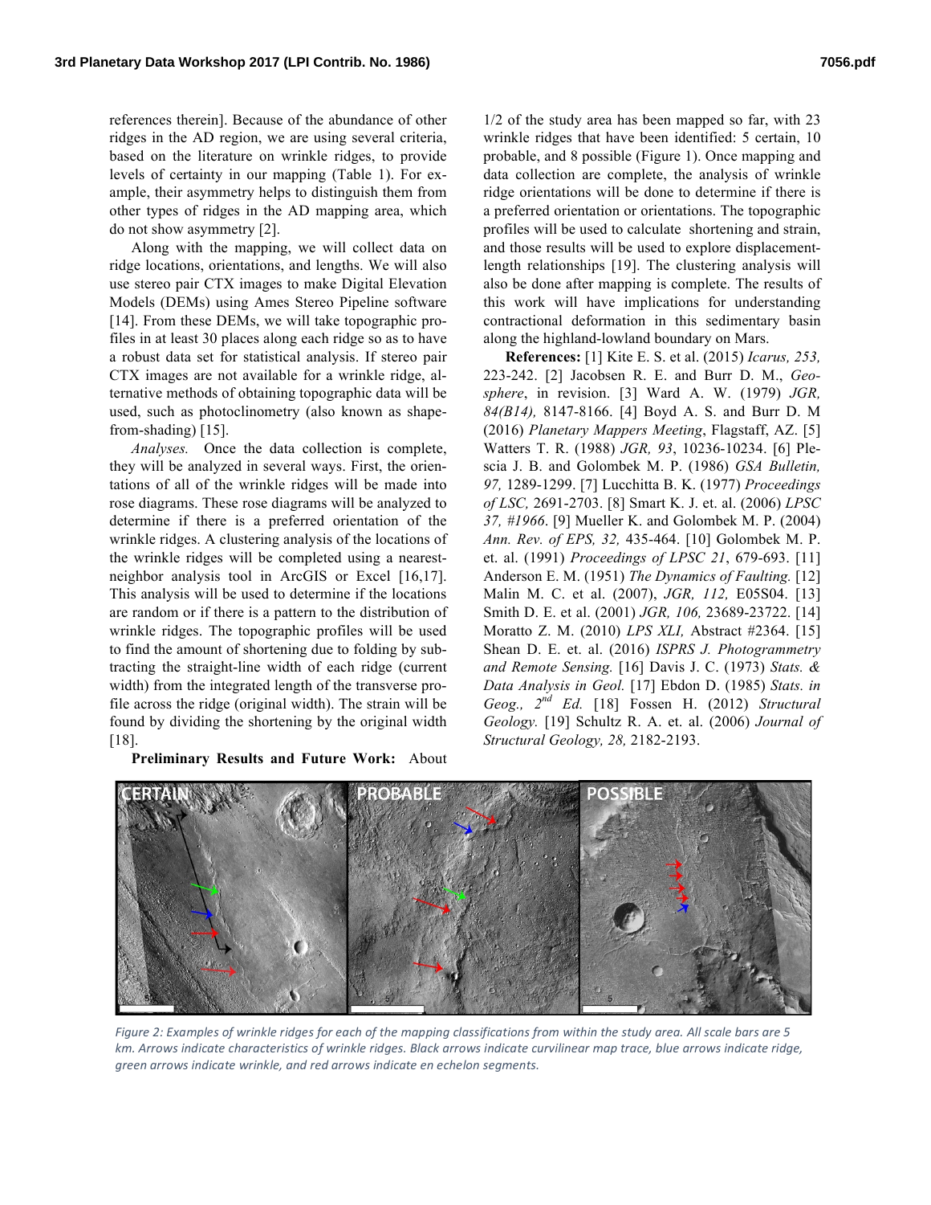references therein]. Because of the abundance of other ridges in the AD region, we are using several criteria, based on the literature on wrinkle ridges, to provide levels of certainty in our mapping (Table 1). For example, their asymmetry helps to distinguish them from other types of ridges in the AD mapping area, which do not show asymmetry [2].

Along with the mapping, we will collect data on ridge locations, orientations, and lengths. We will also use stereo pair CTX images to make Digital Elevation Models (DEMs) using Ames Stereo Pipeline software [14]. From these DEMs, we will take topographic profiles in at least 30 places along each ridge so as to have a robust data set for statistical analysis. If stereo pair CTX images are not available for a wrinkle ridge, alternative methods of obtaining topographic data will be used, such as photoclinometry (also known as shape-from-shading) [15].

*Analyses.* Once the data collection is complete, they will be analyzed in several ways. First, the orientations of all of the wrinkle ridges will be made into rose diagrams. These rose diagrams will be analyzed to determine if there is a preferred orientation of the wrinkle ridges. A clustering analysis of the locations of the wrinkle ridges will be completed using a nearest-neighbor analysis tool in ArcGIS or Excel [16,17]. This analysis will be used to determine if the locations are random or if there is a pattern to the distribution of wrinkle ridges. The topographic profiles will be used to find the amount of shortening due to folding by subtracting the straight-line width of each ridge (current width) from the integrated length of the transverse profile across the ridge (original width). The strain will be found by dividing the shortening by the original width [18].

**Preliminary Results and Future Work:** About 1/2 of the study area has been mapped so far, with 23 wrinkle ridges that have been identified: 5 certain, 10 probable, and 8 possible (Figure 1). Once mapping and data collection are complete, the analysis of wrinkle ridge orientations will be done to determine if there is a preferred orientation or orientations. The topographic profiles will be used to calculate shortening and strain, and those results will be used to explore displacement-length relationships [19]. The clustering analysis will also be done after mapping is complete. The results of this work will have implications for understanding contractional deformation in this sedimentary basin along the highland-lowland boundary on Mars.

**References:** [1] Kite E. S. et al. (2015) *Icarus, 253,* 223-242. [2] Jacobsen R. E. and Burr D. M., *Geosphere*, in revision. [3] Ward A. W. (1979) *JGR, 84(B14),* 8147-8166. [4] Boyd A. S. and Burr D. M (2016) *Planetary Mappers Meeting*, Flagstaff, AZ. [5] Watters T. R. (1988) *JGR, 93*, 10236-10234. [6] Plescia J. B. and Golombek M. P. (1986) *GSA Bulletin, 97,* 1289-1299. [7] Lucchitta B. K. (1977) *Proceedings of LSC,* 2691-2703. [8] Smart K. J. et. al. (2006) *LPSC 37, #1966*. [9] Mueller K. and Golombek M. P. (2004) *Ann. Rev. of EPS, 32,* 435-464. [10] Golombek M. P. et. al. (1991) *Proceedings of LPSC 21*, 679-693. [11] Anderson E. M. (1951) *The Dynamics of Faulting.* [12] Malin M. C. et al. (2007), *JGR, 112,* E05S04. [13] Smith D. E. et al. (2001) *JGR, 106,* 23689-23722. [14] Moratto Z. M. (2010) *LPS XLI,* Abstract #2364. [15] Shean D. E. et. al. (2016) *ISPRS J. Photogrammetry and Remote Sensing.* [16] Davis J. C. (1973) *Stats. & Data Analysis in Geol.* [17] Ebdon D. (1985) *Stats. in Geog., 2nd Ed.* [18] Fossen H. (2012) *Structural Geology.* [19] Schultz R. A. et. al. (2006) *Journal of Structural Geology, 28,* 2182-2193.

CERTAIN

PROBABLE

POSSIBLE

*Figure 2: Examples of wrinkle ridges for each of the mapping classifications from within the study area. All scale bars are 5 km. Arrows indicate characteristics of wrinkle ridges. Black arrows indicate curvilinear map trace, blue arrows indicate ridge, green arrows indicate wrinkle, and red arrows indicate en echelon segments.*